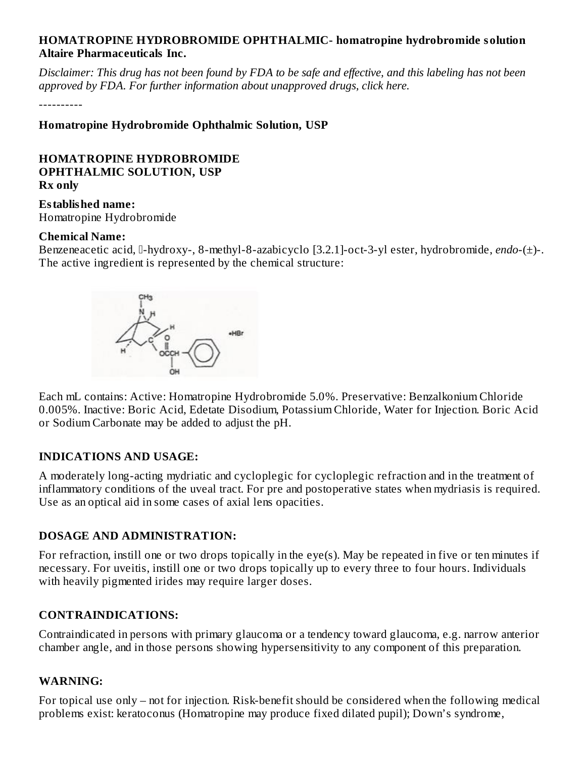**HOMATROPINE HYDROBROMIDE OPHTHALMIC- homatropine hydrobromide solution**
**Altaire Pharmaceuticals Inc.**

*Disclaimer: This drug has not been found by FDA to be safe and effective, and this labeling has not been approved by FDA. For further information about unapproved drugs, click here.*

----------

**Homatropine Hydrobromide Ophthalmic Solution, USP**

**HOMATROPINE HYDROBROMIDE OPHTHALMIC SOLUTION, USP**
**Rx only**

**Established name:**
Homatropine Hydrobromide

**Chemical Name:**
Benzeneacetic acid, -hydroxy-, 8-methyl-8-azabicyclo [3.2.1]-oct-3-yl ester, hydrobromide, *endo*-(±)-. The active ingredient is represented by the chemical structure:

Each mL contains: Active: Homatropine Hydrobromide 5.0%. Preservative: Benzalkonium Chloride 0.005%. Inactive: Boric Acid, Edetate Disodium, Potassium Chloride, Water for Injection. Boric Acid or Sodium Carbonate may be added to adjust the pH.

## INDICATIONS AND USAGE:

A moderately long-acting mydriatic and cycloplegic for cycloplegic refraction and in the treatment of inflammatory conditions of the uveal tract. For pre and postoperative states when mydriasis is required. Use as an optical aid in some cases of axial lens opacities.

## DOSAGE AND ADMINISTRATION:

For refraction, instill one or two drops topically in the eye(s). May be repeated in five or ten minutes if necessary. For uveitis, instill one or two drops topically up to every three to four hours. Individuals with heavily pigmented irides may require larger doses.

## CONTRAINDICATIONS:

Contraindicated in persons with primary glaucoma or a tendency toward glaucoma, e.g. narrow anterior chamber angle, and in those persons showing hypersensitivity to any component of this preparation.

## WARNING:

For topical use only – not for injection. Risk-benefit should be considered when the following medical problems exist: keratoconus (Homatropine may produce fixed dilated pupil); Down's syndrome,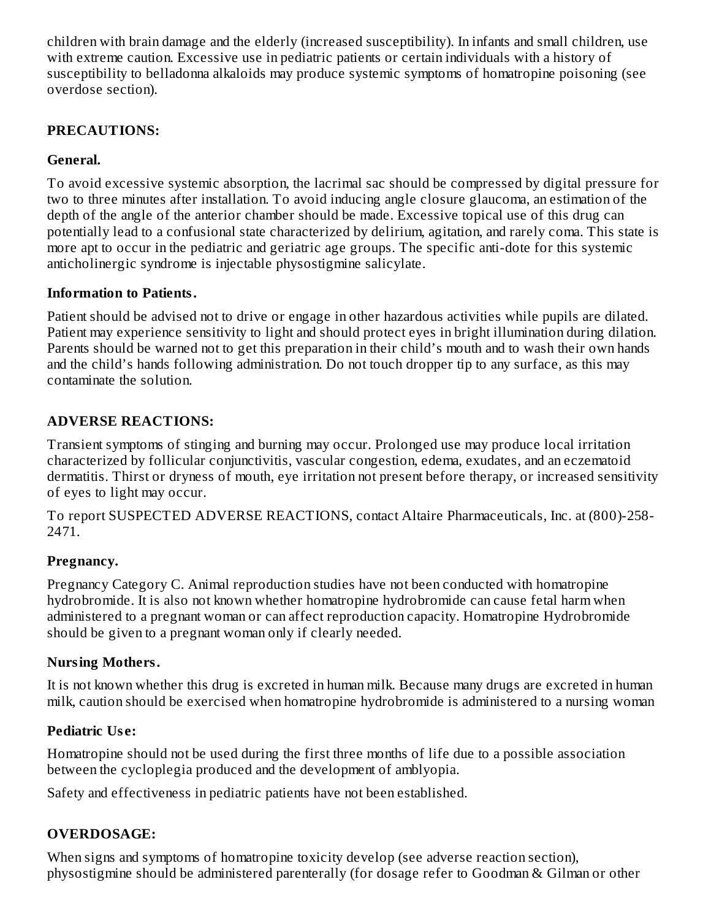children with brain damage and the elderly (increased susceptibility). In infants and small children, use with extreme caution. Excessive use in pediatric patients or certain individuals with a history of susceptibility to belladonna alkaloids may produce systemic symptoms of homatropine poisoning (see overdose section).

## PRECAUTIONS:

### General.

To avoid excessive systemic absorption, the lacrimal sac should be compressed by digital pressure for two to three minutes after installation. To avoid inducing angle closure glaucoma, an estimation of the depth of the angle of the anterior chamber should be made. Excessive topical use of this drug can potentially lead to a confusional state characterized by delirium, agitation, and rarely coma. This state is more apt to occur in the pediatric and geriatric age groups. The specific anti-dote for this systemic anticholinergic syndrome is injectable physostigmine salicylate.

### Information to Patients.

Patient should be advised not to drive or engage in other hazardous activities while pupils are dilated. Patient may experience sensitivity to light and should protect eyes in bright illumination during dilation. Parents should be warned not to get this preparation in their child's mouth and to wash their own hands and the child's hands following administration. Do not touch dropper tip to any surface, as this may contaminate the solution.

## ADVERSE REACTIONS:

Transient symptoms of stinging and burning may occur. Prolonged use may produce local irritation characterized by follicular conjunctivitis, vascular congestion, edema, exudates, and an eczematoid dermatitis. Thirst or dryness of mouth, eye irritation not present before therapy, or increased sensitivity of eyes to light may occur.

To report SUSPECTED ADVERSE REACTIONS, contact Altaire Pharmaceuticals, Inc. at (800)-258-2471.

### Pregnancy.

Pregnancy Category C. Animal reproduction studies have not been conducted with homatropine hydrobromide. It is also not known whether homatropine hydrobromide can cause fetal harm when administered to a pregnant woman or can affect reproduction capacity. Homatropine Hydrobromide should be given to a pregnant woman only if clearly needed.

### Nursing Mothers.

It is not known whether this drug is excreted in human milk. Because many drugs are excreted in human milk, caution should be exercised when homatropine hydrobromide is administered to a nursing woman

### Pediatric Use:

Homatropine should not be used during the first three months of life due to a possible association between the cycloplegia produced and the development of amblyopia.

Safety and effectiveness in pediatric patients have not been established.

## OVERDOSAGE:

When signs and symptoms of homatropine toxicity develop (see adverse reaction section), physostigmine should be administered parenterally (for dosage refer to Goodman & Gilman or other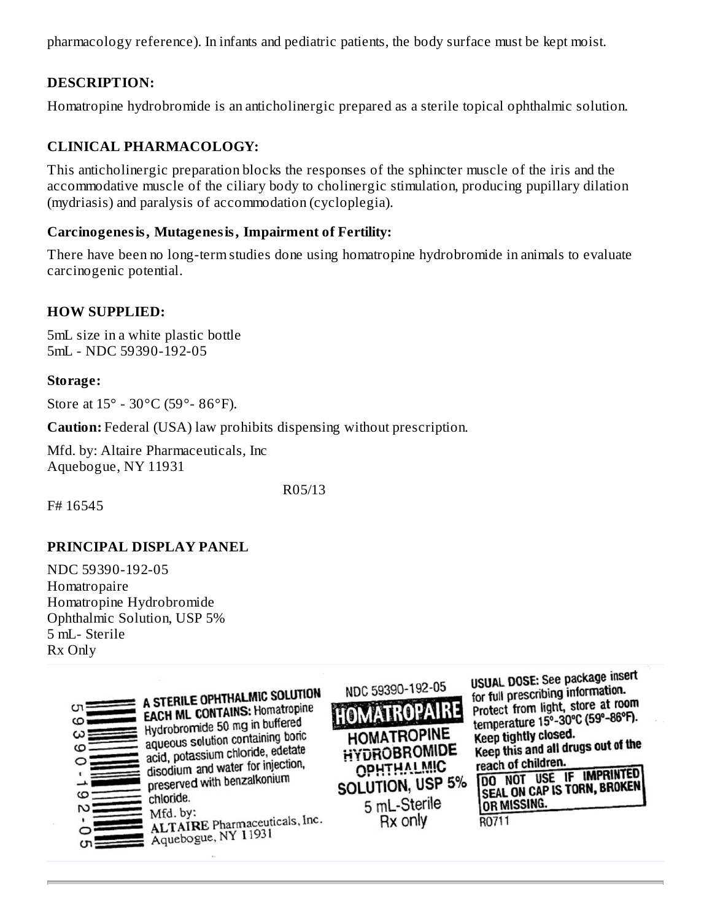pharmacology reference). In infants and pediatric patients, the body surface must be kept moist.

## DESCRIPTION:

Homatropine hydrobromide is an anticholinergic prepared as a sterile topical ophthalmic solution.

## CLINICAL PHARMACOLOGY:

This anticholinergic preparation blocks the responses of the sphincter muscle of the iris and the accommodative muscle of the ciliary body to cholinergic stimulation, producing pupillary dilation (mydriasis) and paralysis of accommodation (cycloplegia).

### Carcinogenesis, Mutagenesis, Impairment of Fertility:

There have been no long-term studies done using homatropine hydrobromide in animals to evaluate carcinogenic potential.

## HOW SUPPLIED:

5mL size in a white plastic bottle
5mL - NDC 59390-192-05

### Storage:

Store at 15° - 30°C (59°- 86°F).

**Caution:** Federal (USA) law prohibits dispensing without prescription.

Mfd. by: Altaire Pharmaceuticals, Inc
Aquebogue, NY 11931

R05/13

F# 16545

## PRINCIPAL DISPLAY PANEL

NDC 59390-192-05
Homatropaire
Homatropine Hydrobromide
Ophthalmic Solution, USP 5%
5 mL- Sterile
Rx Only

5 9390-192-05

A STERILE OPHTHALMIC SOLUTION
EACH ML CONTAINS: Homatropine Hydrobromide 50 mg in buffered aqueous solution containing boric acid, potassium chloride, edetate disodium and water for injection, preserved with benzalkonium chloride.
Mfd. by:
ALTAIRE Pharmaceuticals, Inc.
Aquebogue, NY 11931

NDC 59390-192-05
HOMATROPAIRE
HOMATROPINE HYDROBROMIDE OPHTHALMIC SOLUTION, USP 5%
5 mL-Sterile
Rx only

USUAL DOSE: See package insert for full prescribing information.
Protect from light, store at room temperature 15°-30°C (59°-86°F).
Keep tightly closed.
Keep this and all drugs out of the reach of children.

DO NOT USE IF IMPRINTED SEAL ON CAP IS TORN, BROKEN OR MISSING.

R0711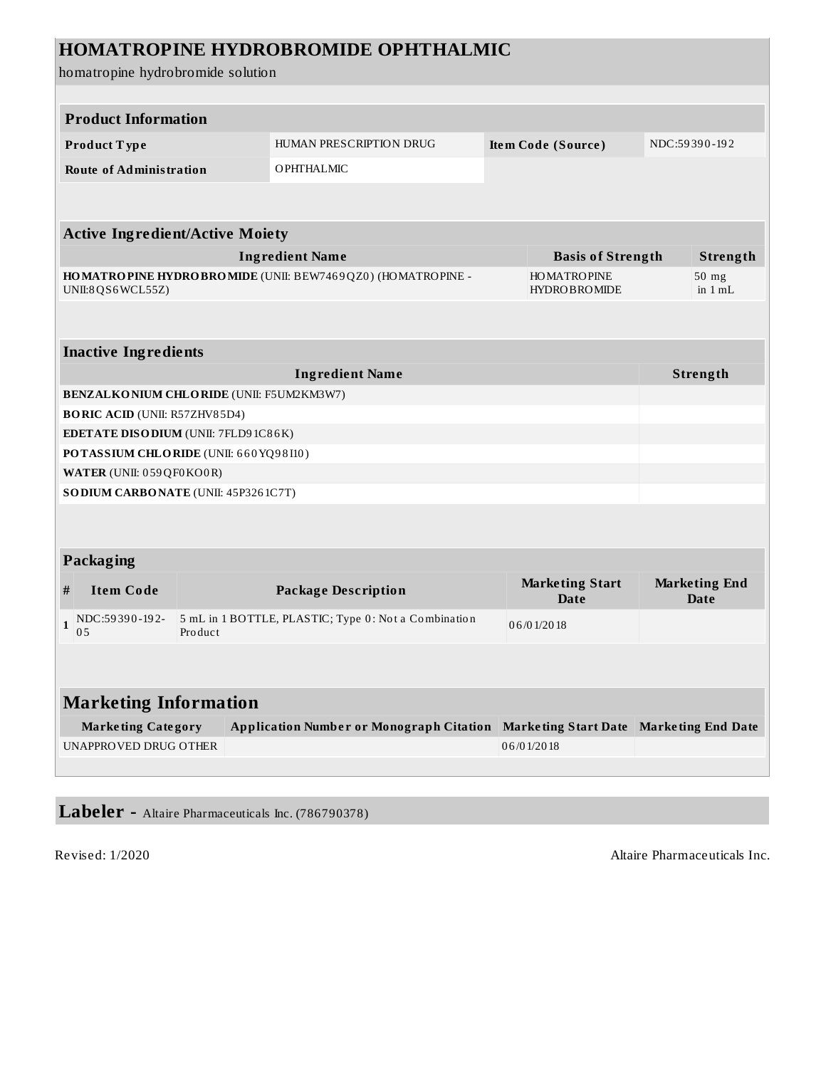# HOMATROPINE HYDROBROMIDE OPHTHALMIC

homatropine hydrobromide solution

## Product Information

| | | | |
|---|---|---|---|
| **Product Type** | HUMAN PRESCRIPTION DRUG | **Item Code (Source)** | NDC:59390-192 |
| **Route of Administration** | OPHTHALMIC | | |

## Active Ingredient/Active Moiety

| Ingredient Name | Basis of Strength | Strength |
|---|---|---|
| **HOMATROPINE HYDROBROMIDE** (UNII: BEW7469QZ0) (HOMATROPINE - UNII:8QS6WCL55Z) | HOMATROPINE HYDROBROMIDE | 50 mg in 1 mL |

## Inactive Ingredients

| Ingredient Name | Strength |
|---|---|
| **BENZALKONIUM CHLORIDE** (UNII: F5UM2KM3W7) | |
| **BORIC ACID** (UNII: R57ZHV85D4) | |
| **EDETATE DISODIUM** (UNII: 7FLD91C86K) | |
| **POTASSIUM CHLORIDE** (UNII: 660YQ98I10) | |
| **WATER** (UNII: 059QF0KO0R) | |
| **SODIUM CARBONATE** (UNII: 45P3261C7T) | |

## Packaging

| # | Item Code | Package Description | Marketing Start Date | Marketing End Date |
|---|---|---|---|---|
| 1 | NDC:59390-192-05 | 5 mL in 1 BOTTLE, PLASTIC; Type 0: Not a Combination Product | 06/01/2018 | |

## Marketing Information

| Marketing Category | Application Number or Monograph Citation | Marketing Start Date | Marketing End Date |
|---|---|---|---|
| UNAPPROVED DRUG OTHER | | 06/01/2018 | |

## Labeler - Altaire Pharmaceuticals Inc. (786790378)

Revised: 1/2020

Altaire Pharmaceuticals Inc.